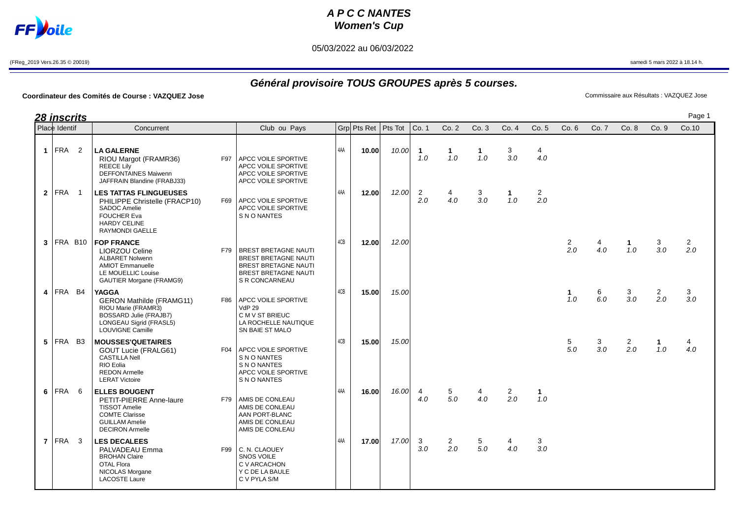# A P C C NANTES
## Women's Cup

05/03/2022 au 06/03/2022

(FReg_2019 Vers.26.35 © 20019)

samedi 5 mars 2022 à 18.14 h.

## Général provisoire TOUS GROUPES après 5 courses.

**Coordinateur des Comités de Course : VAZQUEZ Jose**

Commissaire aux Résultats : VAZQUEZ Jose

**28 inscrits**

| Place | Identif | Concurrent | | Club ou Pays | Grp | Pts Ret | Pts Tot | Co. 1 | Co. 2 | Co. 3 | Co. 4 | Co. 5 | Co. 6 | Co. 7 | Co. 8 | Co. 9 | Co.10 |
|---|---|---|---|---|---|---|---|---|---|---|---|---|---|---|---|---|---|
| 1 | FRA 2 | **LA GALERNE**<br>RIOU Margot (FRAMR36)<br>REECE Lily<br>DEFFONTAINES Maiwenn<br>JAFFRAIN Blandine (FRABJ33) | F97 | <br>APCC VOILE SPORTIVE<br>APCC VOILE SPORTIVE<br>APCC VOILE SPORTIVE<br>APCC VOILE SPORTIVE | 4AA | **10.00** | *10.00* | **1** *1.0* | **1** *1.0* | **1** *1.0* | 3 *3.0* | 4 *4.0* | | | | | |
| 2 | FRA 1 | **LES TATTAS FLINGUEUSES**<br>PHILIPPE Christelle (FRACP10)<br>SADOC Amelie<br>FOUCHER Eva<br>HARDY CELINE<br>RAYMONDI GAELLE | F69 | <br>APCC VOILE SPORTIVE<br>APCC VOILE SPORTIVE<br>S N O NANTES | 4AA | **12.00** | *12.00* | 2 *2.0* | 4 *4.0* | 3 *3.0* | **1** *1.0* | 2 *2.0* | | | | | |
| 3 | FRA B10 | **FOP FRANCE**<br>LIORZOU Celine<br>ALBARET Nolwenn<br>AMIOT Emmanuelle<br>LE MOUELLIC Louise<br>GAUTIER Morgane (FRAMG9) | F79 | <br>BREST BRETAGNE NAUTI<br>BREST BRETAGNE NAUTI<br>BREST BRETAGNE NAUTI<br>BREST BRETAGNE NAUTI<br>S R CONCARNEAU | 4CB | **12.00** | *12.00* | | | | | | 2 *2.0* | 4 *4.0* | **1** *1.0* | 3 *3.0* | 2 *2.0* |
| 4 | FRA B4 | **YAGGA**<br>GERON Mathilde (FRAMG11)<br>RIOU Marie (FRAMR3)<br>BOSSARD Julie (FRAJB7)<br>LONGEAU Sigrid (FRASL5)<br>LOUVIGNE Camille | F86 | <br>APCC VOILE SPORTIVE<br>VdP 29<br>C M V ST BRIEUC<br>LA ROCHELLE NAUTIQUE<br>SN BAIE ST MALO | 4CB | **15.00** | *15.00* | | | | | | **1** *1.0* | 6 *6.0* | 3 *3.0* | 2 *2.0* | 3 *3.0* |
| 5 | FRA B3 | **MOUSSES'QUETAIRES**<br>GOUT Lucie (FRALG61)<br>CASTILLA Nell<br>RIO Eolia<br>REDON Armelle<br>LERAT Victoire | F04 | <br>APCC VOILE SPORTIVE<br>S N O NANTES<br>S N O NANTES<br>APCC VOILE SPORTIVE<br>S N O NANTES | 4CB | **15.00** | *15.00* | | | | | | 5 *5.0* | 3 *3.0* | 2 *2.0* | **1** *1.0* | 4 *4.0* |
| 6 | FRA 6 | **ELLES BOUGENT**<br>PETIT-PIERRE Anne-laure<br>TISSOT Amelie<br>COMTE Clarisse<br>GUILLAM Amelie<br>DECIRON Armelle | F79 | <br>AMIS DE CONLEAU<br>AMIS DE CONLEAU<br>AAN PORT-BLANC<br>AMIS DE CONLEAU<br>AMIS DE CONLEAU | 4AA | **16.00** | *16.00* | 4 *4.0* | 5 *5.0* | 4 *4.0* | 2 *2.0* | **1** *1.0* | | | | | |
| 7 | FRA 3 | **LES DECALEES**<br>PALVADEAU Emma<br>BROHAN Claire<br>OTAL Flora<br>NICOLAS Morgane<br>LACOSTE Laure | F99 | <br>C. N. CLAOUEY<br>SNOS VOILE<br>C V ARCACHON<br>Y C DE LA BAULE<br>C V PYLA S/M | 4AA | **17.00** | *17.00* | 3 *3.0* | 2 *2.0* | 5 *5.0* | 4 *4.0* | 3 *3.0* | | | | | |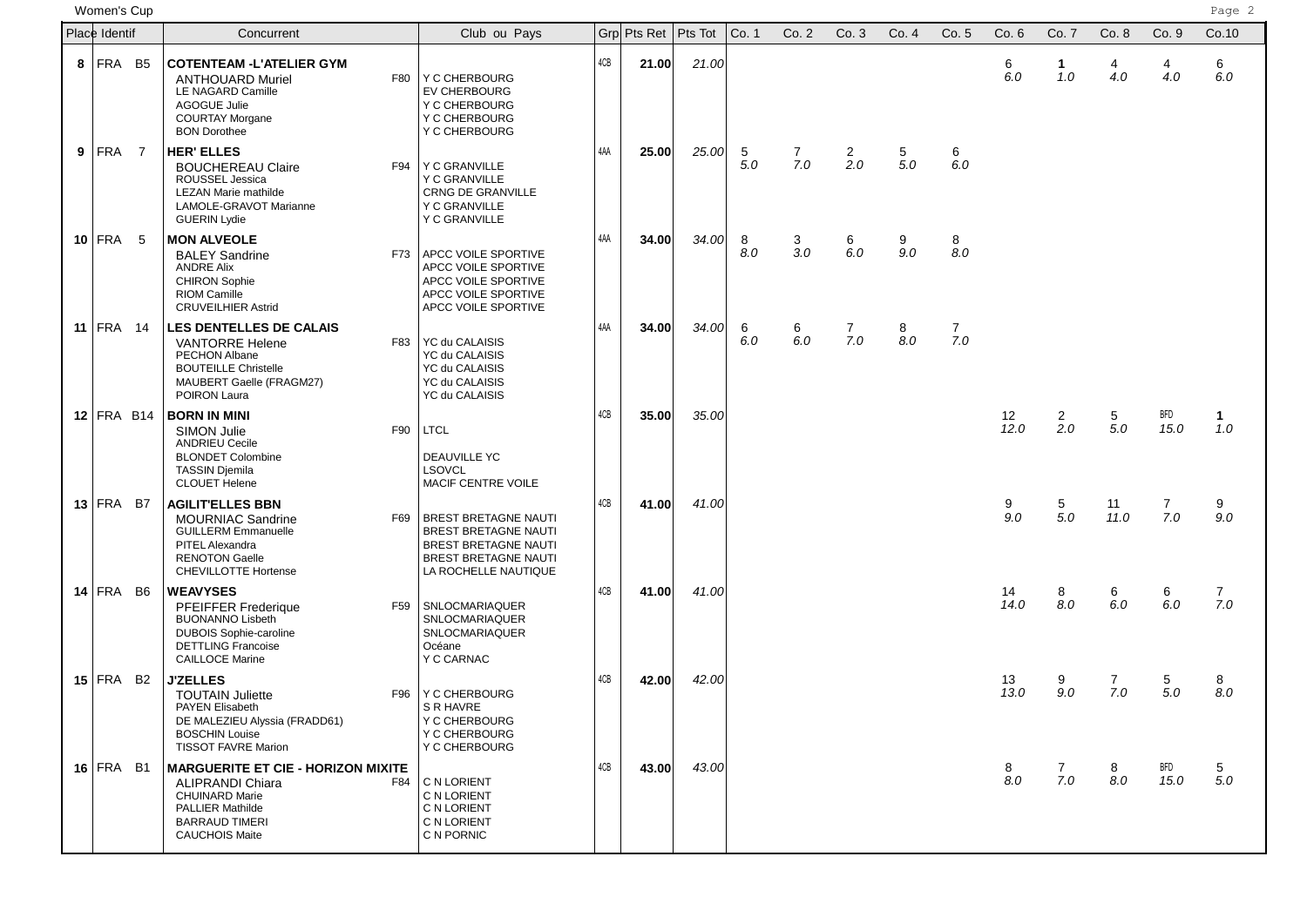Women's Cup

| Place | Identif | Concurrent | | Club ou Pays | Grp | Pts Ret | Pts Tot | Co. 1 | Co. 2 | Co. 3 | Co. 4 | Co. 5 | Co. 6 | Co. 7 | Co. 8 | Co. 9 | Co.10 |
|---|---|---|---|---|---|---|---|---|---|---|---|---|---|---|---|---|---|
| 8 | FRA B5 | **COTENTEAM -L'ATELIER GYM** | | | 4CB | **21.00** | *21.00* | | | | | | 6 *6.0* | **1** *1.0* | 4 *4.0* | 4 *4.0* | 6 *6.0* |
| | | ANTHOUARD Muriel | F80 | Y C CHERBOURG | | | | | | | | | | | | | |
| | | LE NAGARD Camille | | EV CHERBOURG | | | | | | | | | | | | | |
| | | AGOGUE Julie | | Y C CHERBOURG | | | | | | | | | | | | | |
| | | COURTAY Morgane | | Y C CHERBOURG | | | | | | | | | | | | | |
| | | BON Dorothee | | Y C CHERBOURG | | | | | | | | | | | | | |
| 9 | FRA 7 | **HER' ELLES** | | | 4AA | **25.00** | *25.00* | 5 *5.0* | 7 *7.0* | 2 *2.0* | 5 *5.0* | 6 *6.0* | | | | | |
| | | BOUCHEREAU Claire | F94 | Y C GRANVILLE | | | | | | | | | | | | | |
| | | ROUSSEL Jessica | | Y C GRANVILLE | | | | | | | | | | | | | |
| | | LEZAN Marie mathilde | | CRNG DE GRANVILLE | | | | | | | | | | | | | |
| | | LAMOLE-GRAVOT Marianne | | Y C GRANVILLE | | | | | | | | | | | | | |
| | | GUERIN Lydie | | Y C GRANVILLE | | | | | | | | | | | | | |
| 10 | FRA 5 | **MON ALVEOLE** | | | 4AA | **34.00** | *34.00* | 8 *8.0* | 3 *3.0* | 6 *6.0* | 9 *9.0* | 8 *8.0* | | | | | |
| | | BALEY Sandrine | F73 | APCC VOILE SPORTIVE | | | | | | | | | | | | | |
| | | ANDRE Alix | | APCC VOILE SPORTIVE | | | | | | | | | | | | | |
| | | CHIRON Sophie | | APCC VOILE SPORTIVE | | | | | | | | | | | | | |
| | | RIOM Camille | | APCC VOILE SPORTIVE | | | | | | | | | | | | | |
| | | CRUVEILHIER Astrid | | APCC VOILE SPORTIVE | | | | | | | | | | | | | |
| 11 | FRA 14 | **LES DENTELLES DE CALAIS** | | | 4AA | **34.00** | *34.00* | 6 *6.0* | 6 *6.0* | 7 *7.0* | 8 *8.0* | 7 *7.0* | | | | | |
| | | VANTORRE Helene | F83 | YC du CALAISIS | | | | | | | | | | | | | |
| | | PECHON Albane | | YC du CALAISIS | | | | | | | | | | | | | |
| | | BOUTEILLE Christelle | | YC du CALAISIS | | | | | | | | | | | | | |
| | | MAUBERT Gaelle (FRAGM27) | | YC du CALAISIS | | | | | | | | | | | | | |
| | | POIRON Laura | | YC du CALAISIS | | | | | | | | | | | | | |
| 12 | FRA B14 | **BORN IN MINI** | | | 4CB | **35.00** | *35.00* | | | | | | 12 *12.0* | 2 *2.0* | 5 *5.0* | BFD *15.0* | **1** *1.0* |
| | | SIMON Julie | F90 | LTCL | | | | | | | | | | | | | |
| | | ANDRIEU Cecile | | | | | | | | | | | | | | | |
| | | BLONDET Colombine | | DEAUVILLE YC | | | | | | | | | | | | | |
| | | TASSIN Djemila | | LSOVCL | | | | | | | | | | | | | |
| | | CLOUET Helene | | MACIF CENTRE VOILE | | | | | | | | | | | | | |
| 13 | FRA B7 | **AGILIT'ELLES BBN** | | | 4CB | **41.00** | *41.00* | | | | | | 9 *9.0* | 5 *5.0* | 11 *11.0* | 7 *7.0* | 9 *9.0* |
| | | MOURNIAC Sandrine | F69 | BREST BRETAGNE NAUTI | | | | | | | | | | | | | |
| | | GUILLERM Emmanuelle | | BREST BRETAGNE NAUTI | | | | | | | | | | | | | |
| | | PITEL Alexandra | | BREST BRETAGNE NAUTI | | | | | | | | | | | | | |
| | | RENOTON Gaelle | | BREST BRETAGNE NAUTI | | | | | | | | | | | | | |
| | | CHEVILLOTTE Hortense | | LA ROCHELLE NAUTIQUE | | | | | | | | | | | | | |
| 14 | FRA B6 | **WEAVYSES** | | | 4CB | **41.00** | *41.00* | | | | | | 14 *14.0* | 8 *8.0* | 6 *6.0* | 6 *6.0* | 7 *7.0* |
| | | PFEIFFER Frederique | F59 | SNLOCMARIAQUER | | | | | | | | | | | | | |
| | | BUONANNO Lisbeth | | SNLOCMARIAQUER | | | | | | | | | | | | | |
| | | DUBOIS Sophie-caroline | | SNLOCMARIAQUER | | | | | | | | | | | | | |
| | | DETTLING Francoise | | Océane | | | | | | | | | | | | | |
| | | CAILLOCE Marine | | Y C CARNAC | | | | | | | | | | | | | |
| 15 | FRA B2 | **J'ZELLES** | | | 4CB | **42.00** | *42.00* | | | | | | 13 *13.0* | 9 *9.0* | 7 *7.0* | 5 *5.0* | 8 *8.0* |
| | | TOUTAIN Juliette | F96 | Y C CHERBOURG | | | | | | | | | | | | | |
| | | PAYEN Elisabeth | | S R HAVRE | | | | | | | | | | | | | |
| | | DE MALEZIEU Alyssia (FRADD61) | | Y C CHERBOURG | | | | | | | | | | | | | |
| | | BOSCHIN Louise | | Y C CHERBOURG | | | | | | | | | | | | | |
| | | TISSOT FAVRE Marion | | Y C CHERBOURG | | | | | | | | | | | | | |
| 16 | FRA B1 | **MARGUERITE ET CIE - HORIZON MIXITE** | | | 4CB | **43.00** | *43.00* | | | | | | 8 *8.0* | 7 *7.0* | 8 *8.0* | BFD *15.0* | 5 *5.0* |
| | | ALIPRANDI Chiara | F84 | C N LORIENT | | | | | | | | | | | | | |
| | | CHUINARD Marie | | C N LORIENT | | | | | | | | | | | | | |
| | | PALLIER Mathilde | | C N LORIENT | | | | | | | | | | | | | |
| | | BARRAUD TIMERI | | C N LORIENT | | | | | | | | | | | | | |
| | | CAUCHOIS Maite | | C N PORNIC | | | | | | | | | | | | | |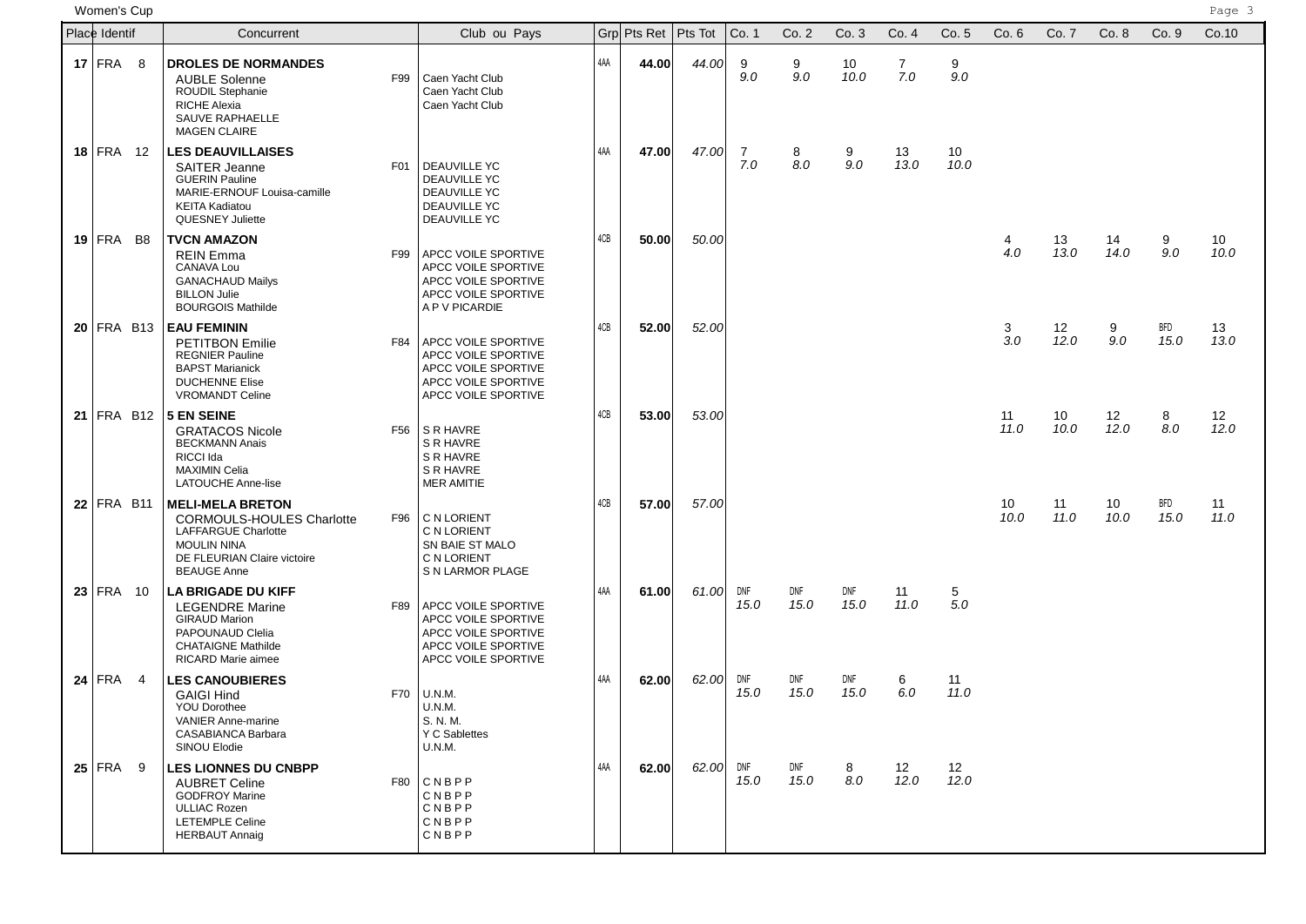Women's Cup

| Place | Identif | Concurrent | | Club ou Pays | Grp | Pts Ret | Pts Tot | Co. 1 | Co. 2 | Co. 3 | Co. 4 | Co. 5 | Co. 6 | Co. 7 | Co. 8 | Co. 9 | Co.10 |
|---|---|---|---|---|---|---|---|---|---|---|---|---|---|---|---|---|---|
| 17 | FRA 8 | **DROLES DE NORMANDES**<br>AUBLE Solenne<br>ROUDIL Stephanie<br>RICHE Alexia<br>SAUVE RAPHAELLE<br>MAGEN CLAIRE | F99 | Caen Yacht Club<br>Caen Yacht Club<br>Caen Yacht Club | 4AA | 44.00 | 44.00 | 9<br>9.0 | 9<br>9.0 | 10<br>10.0 | 7<br>7.0 | 9<br>9.0 | | | | | |
| 18 | FRA 12 | **LES DEAUVILLAISES**<br>SAITER Jeanne<br>GUERIN Pauline<br>MARIE-ERNOUF Louisa-camille<br>KEITA Kadiatou<br>QUESNEY Juliette | F01 | DEAUVILLE YC<br>DEAUVILLE YC<br>DEAUVILLE YC<br>DEAUVILLE YC<br>DEAUVILLE YC | 4AA | 47.00 | 47.00 | 7<br>7.0 | 8<br>8.0 | 9<br>9.0 | 13<br>13.0 | 10<br>10.0 | | | | | |
| 19 | FRA B8 | **TVCN AMAZON**<br>REIN Emma<br>CANAVA Lou<br>GANACHAUD Mailys<br>BILLON Julie<br>BOURGOIS Mathilde | F99 | APCC VOILE SPORTIVE<br>APCC VOILE SPORTIVE<br>APCC VOILE SPORTIVE<br>APCC VOILE SPORTIVE<br>A P V PICARDIE | 4CB | 50.00 | 50.00 | | | | | | 4<br>4.0 | 13<br>13.0 | 14<br>14.0 | 9<br>9.0 | 10<br>10.0 |
| 20 | FRA B13 | **EAU FEMININ**<br>PETITBON Emilie<br>REGNIER Pauline<br>BAPST Marianick<br>DUCHENNE Elise<br>VROMANDT Celine | F84 | APCC VOILE SPORTIVE<br>APCC VOILE SPORTIVE<br>APCC VOILE SPORTIVE<br>APCC VOILE SPORTIVE<br>APCC VOILE SPORTIVE | 4CB | 52.00 | 52.00 | | | | | | 3<br>3.0 | 12<br>12.0 | 9<br>9.0 | BFD<br>15.0 | 13<br>13.0 |
| 21 | FRA B12 | **5 EN SEINE**<br>GRATACOS Nicole<br>BECKMANN Anais<br>RICCI Ida<br>MAXIMIN Celia<br>LATOUCHE Anne-lise | F56 | S R HAVRE<br>S R HAVRE<br>S R HAVRE<br>S R HAVRE<br>MER AMITIE | 4CB | 53.00 | 53.00 | | | | | | 11<br>11.0 | 10<br>10.0 | 12<br>12.0 | 8<br>8.0 | 12<br>12.0 |
| 22 | FRA B11 | **MELI-MELA BRETON**<br>CORMOULS-HOULES Charlotte<br>LAFFARGUE Charlotte<br>MOULIN NINA<br>DE FLEURIAN Claire victoire<br>BEAUGE Anne | F96 | C N LORIENT<br>C N LORIENT<br>SN BAIE ST MALO<br>C N LORIENT<br>S N LARMOR PLAGE | 4CB | 57.00 | 57.00 | | | | | | 10<br>10.0 | 11<br>11.0 | 10<br>10.0 | BFD<br>15.0 | 11<br>11.0 |
| 23 | FRA 10 | **LA BRIGADE DU KIFF**<br>LEGENDRE Marine<br>GIRAUD Marion<br>PAPOUNAUD Clelia<br>CHATAIGNE Mathilde<br>RICARD Marie aimee | F89 | APCC VOILE SPORTIVE<br>APCC VOILE SPORTIVE<br>APCC VOILE SPORTIVE<br>APCC VOILE SPORTIVE<br>APCC VOILE SPORTIVE | 4AA | 61.00 | 61.00 | DNF<br>15.0 | DNF<br>15.0 | DNF<br>15.0 | 11<br>11.0 | 5<br>5.0 | | | | | |
| 24 | FRA 4 | **LES CANOUBIERES**<br>GAIGI Hind<br>YOU Dorothee<br>VANIER Anne-marine<br>CASABIANCA Barbara<br>SINOU Elodie | F70 | U.N.M.<br>U.N.M.<br>S. N. M.<br>Y C Sablettes<br>U.N.M. | 4AA | 62.00 | 62.00 | DNF<br>15.0 | DNF<br>15.0 | DNF<br>15.0 | 6<br>6.0 | 11<br>11.0 | | | | | |
| 25 | FRA 9 | **LES LIONNES DU CNBPP**<br>AUBRET Celine<br>GODFROY Marine<br>ULLIAC Rozen<br>LETEMPLE Celine<br>HERBAUT Annaig | F80 | C N B P P<br>C N B P P<br>C N B P P<br>C N B P P<br>C N B P P | 4AA | 62.00 | 62.00 | DNF<br>15.0 | DNF<br>15.0 | 8<br>8.0 | 12<br>12.0 | 12<br>12.0 | | | | | |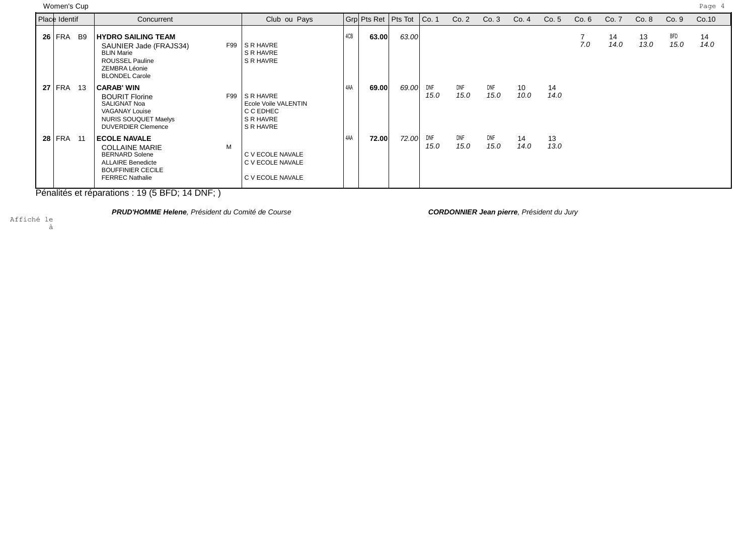Women's Cup

| Place | Identif | Concurrent | | Club ou Pays | Grp | Pts Ret | Pts Tot | Co. 1 | Co. 2 | Co. 3 | Co. 4 | Co. 5 | Co. 6 | Co. 7 | Co. 8 | Co. 9 | Co.10 |
|---|---|---|---|---|---|---|---|---|---|---|---|---|---|---|---|---|---|
| **26** | FRA B9 | **HYDRO SAILING TEAM**<br>SAUNIER Jade (FRAJS34)<br>BLIN Marie<br>ROUSSEL Pauline<br>ZEMBRA Léonie<br>BLONDEL Carole | F99 | S R HAVRE<br>S R HAVRE<br>S R HAVRE | 4CB | **63.00** | *63.00* | | | | | | 7 *7.0* | 14 *14.0* | 13 *13.0* | BFD *15.0* | 14 *14.0* |
| **27** | FRA 13 | **CARAB' WIN**<br>BOURIT Florine<br>SALIGNAT Noa<br>VAGANAY Louise<br>NURIS SOUQUET Maelys<br>DUVERDIER Clemence | F99 | S R HAVRE<br>Ecole Voile VALENTIN<br>C C EDHEC<br>S R HAVRE<br>S R HAVRE | 4AA | **69.00** | *69.00* | DNF *15.0* | DNF *15.0* | DNF *15.0* | 10 *10.0* | 14 *14.0* | | | | | |
| **28** | FRA 11 | **ECOLE NAVALE**<br>COLLAINE MARIE<br>BERNARD Solene<br>ALLAIRE Benedicte<br>BOUFFINIER CECILE<br>FERREC Nathalie | M | C V ECOLE NAVALE<br>C V ECOLE NAVALE<br><br>C V ECOLE NAVALE | 4AA | **72.00** | *72.00* | DNF *15.0* | DNF *15.0* | DNF *15.0* | 14 *14.0* | 13 *13.0* | | | | | |

Pénalités et réparations : 19 (5 BFD; 14 DNF; )

***PRUD'HOMME Helene**, Président du Comité de Course*

***CORDONNIER Jean pierre**, Président du Jury*

Affiché le
à